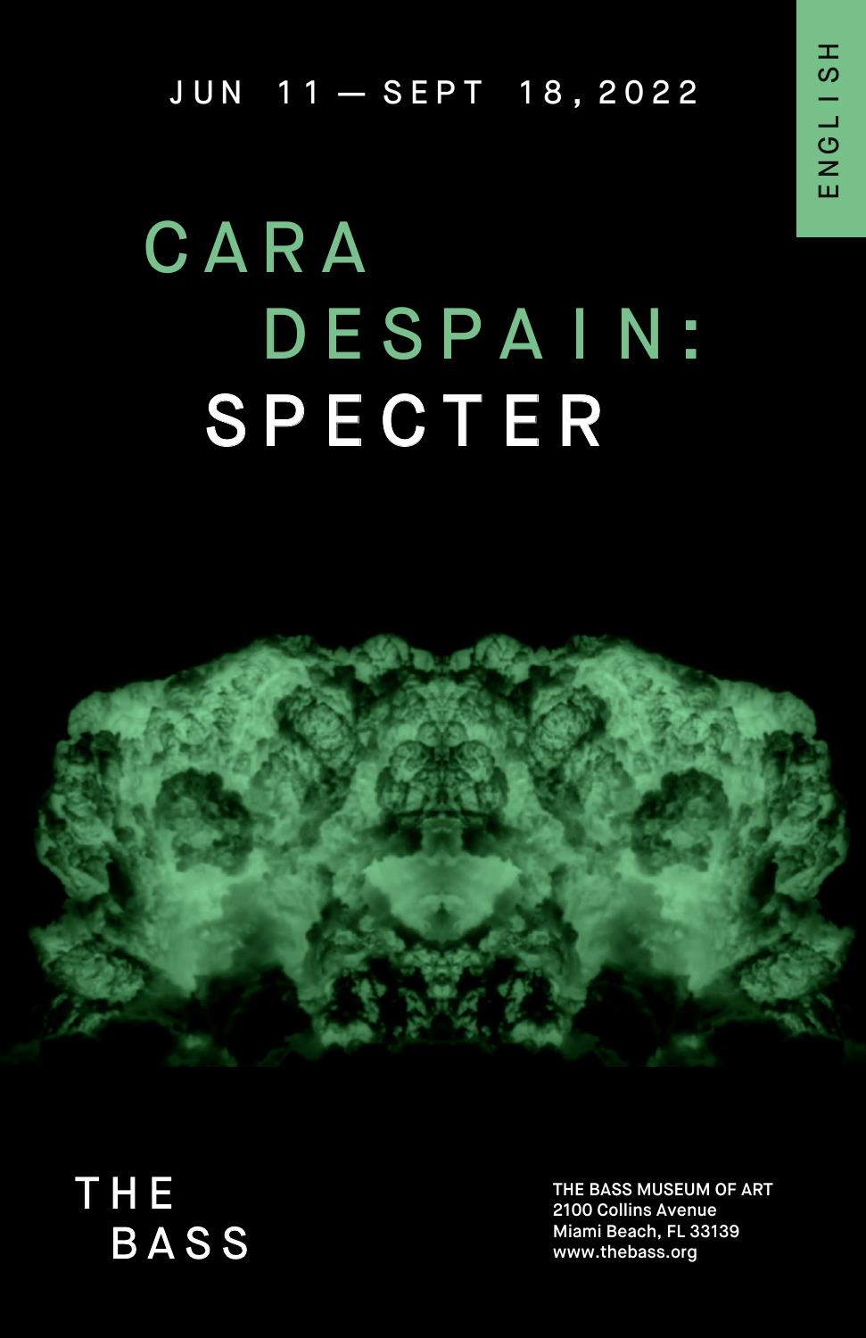ENGLISH

JUN 11 — SEPT 18, 2022

# CARA DESPAIN: SPECTER

THE BASS

THE BASS MUSEUM OF ART
2100 Collins Avenue
Miami Beach, FL 33139
www.thebass.org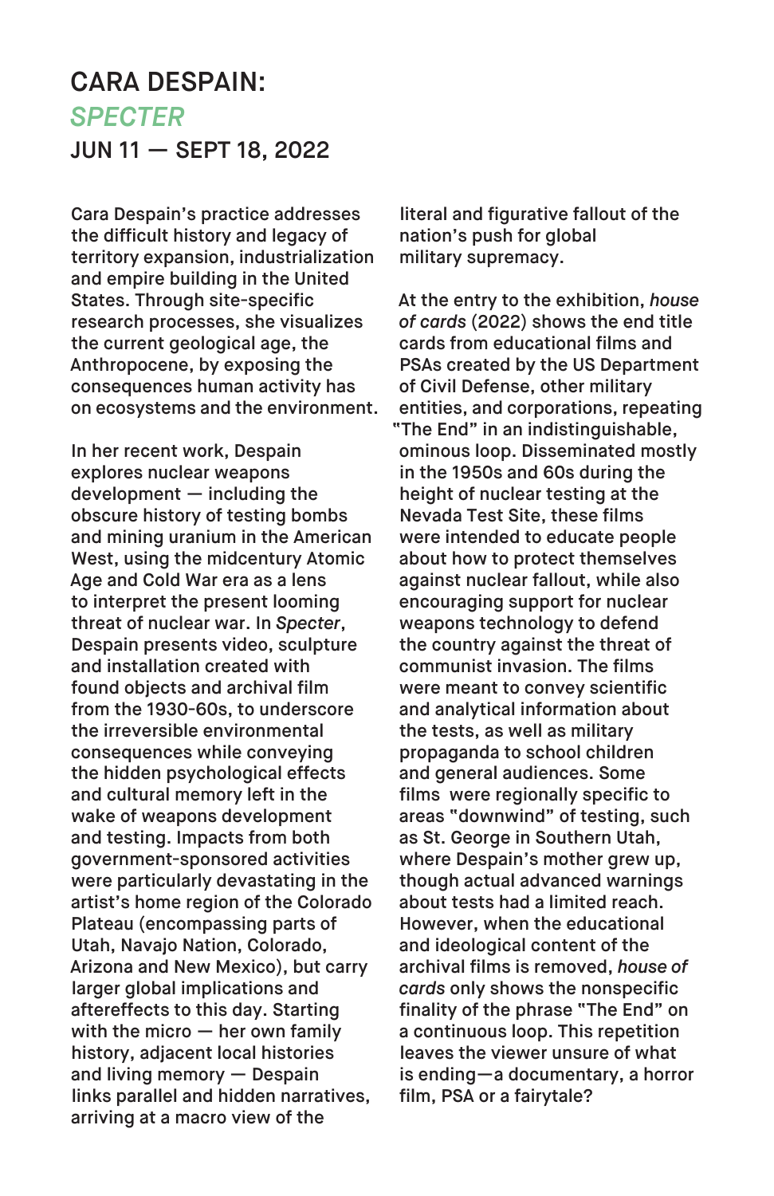# CARA DESPAIN:
## *SPECTER*
### JUN 11 — SEPT 18, 2022

Cara Despain's practice addresses the difficult history and legacy of territory expansion, industrialization and empire building in the United States. Through site-specific research processes, she visualizes the current geological age, the Anthropocene, by exposing the consequences human activity has on ecosystems and the environment.

In her recent work, Despain explores nuclear weapons development — including the obscure history of testing bombs and mining uranium in the American West, using the midcentury Atomic Age and Cold War era as a lens to interpret the present looming threat of nuclear war. In *Specter*, Despain presents video, sculpture and installation created with found objects and archival film from the 1930-60s, to underscore the irreversible environmental consequences while conveying the hidden psychological effects and cultural memory left in the wake of weapons development and testing. Impacts from both government-sponsored activities were particularly devastating in the artist's home region of the Colorado Plateau (encompassing parts of Utah, Navajo Nation, Colorado, Arizona and New Mexico), but carry larger global implications and aftereffects to this day. Starting with the micro — her own family history, adjacent local histories and living memory — Despain links parallel and hidden narratives, arriving at a macro view of the literal and figurative fallout of the nation's push for global military supremacy.

At the entry to the exhibition, *house of cards* (2022) shows the end title cards from educational films and PSAs created by the US Department of Civil Defense, other military entities, and corporations, repeating "The End" in an indistinguishable, ominous loop. Disseminated mostly in the 1950s and 60s during the height of nuclear testing at the Nevada Test Site, these films were intended to educate people about how to protect themselves against nuclear fallout, while also encouraging support for nuclear weapons technology to defend the country against the threat of communist invasion. The films were meant to convey scientific and analytical information about the tests, as well as military propaganda to school children and general audiences. Some films were regionally specific to areas "downwind" of testing, such as St. George in Southern Utah, where Despain's mother grew up, though actual advanced warnings about tests had a limited reach. However, when the educational and ideological content of the archival films is removed, *house of cards* only shows the nonspecific finality of the phrase "The End" on a continuous loop. This repetition leaves the viewer unsure of what is ending—a documentary, a horror film, PSA or a fairytale?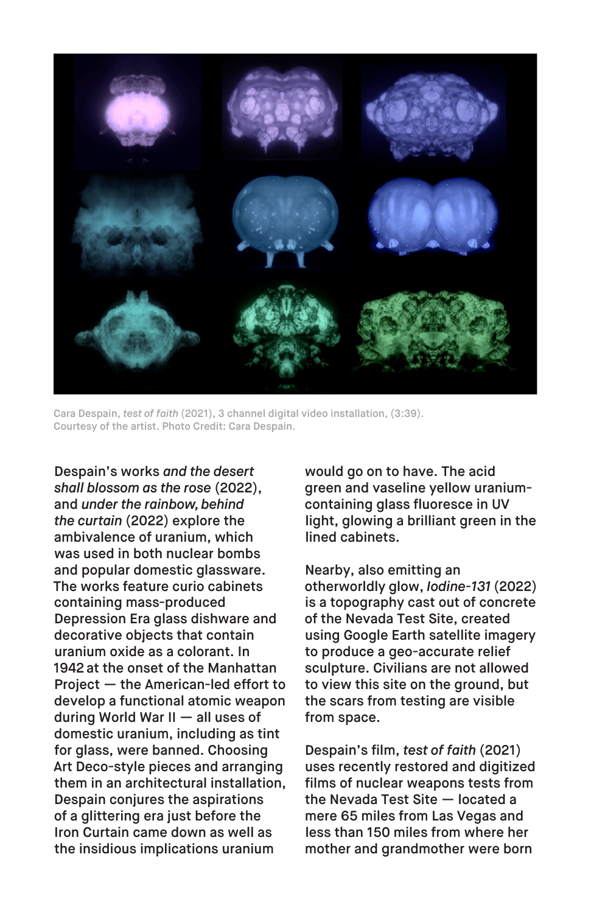Cara Despain, *test of faith* (2021), 3 channel digital video installation, (3:39). Courtesy of the artist. Photo Credit: Cara Despain.

Despain's works *and the desert shall blossom as the rose* (2022), and *under the rainbow, behind the curtain* (2022) explore the ambivalence of uranium, which was used in both nuclear bombs and popular domestic glassware. The works feature curio cabinets containing mass-produced Depression Era glass dishware and decorative objects that contain uranium oxide as a colorant. In 1942 at the onset of the Manhattan Project — the American-led effort to develop a functional atomic weapon during World War II — all uses of domestic uranium, including as tint for glass, were banned. Choosing Art Deco-style pieces and arranging them in an architectural installation, Despain conjures the aspirations of a glittering era just before the Iron Curtain came down as well as the insidious implications uranium would go on to have. The acid green and vaseline yellow uranium-containing glass fluoresce in UV light, glowing a brilliant green in the lined cabinets.

Nearby, also emitting an otherworldly glow, *Iodine-131* (2022) is a topography cast out of concrete of the Nevada Test Site, created using Google Earth satellite imagery to produce a geo-accurate relief sculpture. Civilians are not allowed to view this site on the ground, but the scars from testing are visible from space.

Despain's film, *test of faith* (2021) uses recently restored and digitized films of nuclear weapons tests from the Nevada Test Site — located a mere 65 miles from Las Vegas and less than 150 miles from where her mother and grandmother were born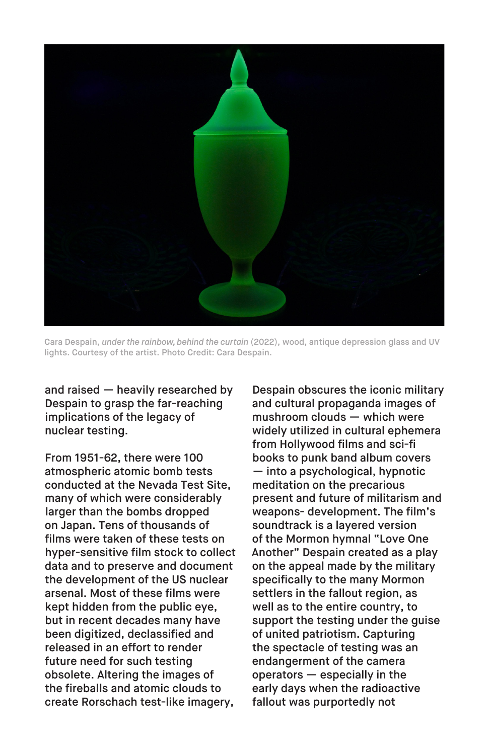Cara Despain, *under the rainbow, behind the curtain* (2022), wood, antique depression glass and UV lights. Courtesy of the artist. Photo Credit: Cara Despain.

and raised — heavily researched by Despain to grasp the far-reaching implications of the legacy of nuclear testing.

From 1951-62, there were 100 atmospheric atomic bomb tests conducted at the Nevada Test Site, many of which were considerably larger than the bombs dropped on Japan. Tens of thousands of films were taken of these tests on hyper-sensitive film stock to collect data and to preserve and document the development of the US nuclear arsenal. Most of these films were kept hidden from the public eye, but in recent decades many have been digitized, declassified and released in an effort to render future need for such testing obsolete. Altering the images of the fireballs and atomic clouds to create Rorschach test-like imagery, Despain obscures the iconic military and cultural propaganda images of mushroom clouds — which were widely utilized in cultural ephemera from Hollywood films and sci-fi books to punk band album covers — into a psychological, hypnotic meditation on the precarious present and future of militarism and weapons- development. The film's soundtrack is a layered version of the Mormon hymnal "Love One Another" Despain created as a play on the appeal made by the military specifically to the many Mormon settlers in the fallout region, as well as to the entire country, to support the testing under the guise of united patriotism. Capturing the spectacle of testing was an endangerment of the camera operators — especially in the early days when the radioactive fallout was purportedly not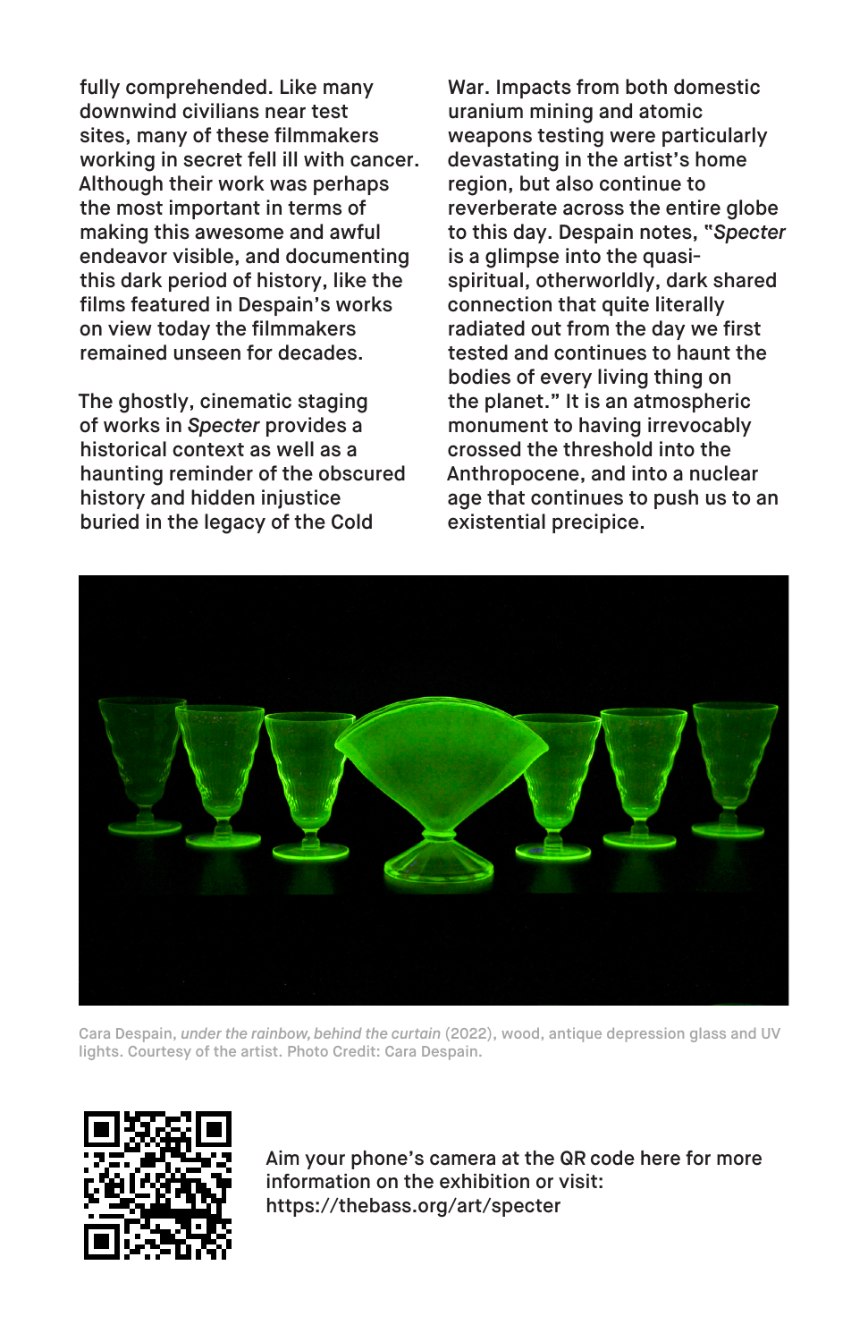fully comprehended. Like many downwind civilians near test sites, many of these filmmakers working in secret fell ill with cancer. Although their work was perhaps the most important in terms of making this awesome and awful endeavor visible, and documenting this dark period of history, like the films featured in Despain's works on view today the filmmakers remained unseen for decades.

The ghostly, cinematic staging of works in *Specter* provides a historical context as well as a haunting reminder of the obscured history and hidden injustice buried in the legacy of the Cold War. Impacts from both domestic uranium mining and atomic weapons testing were particularly devastating in the artist's home region, but also continue to reverberate across the entire globe to this day. Despain notes, "*Specter* is a glimpse into the quasi-spiritual, otherworldly, dark shared connection that quite literally radiated out from the day we first tested and continues to haunt the bodies of every living thing on the planet." It is an atmospheric monument to having irrevocably crossed the threshold into the Anthropocene, and into a nuclear age that continues to push us to an existential precipice.

Cara Despain, *under the rainbow, behind the curtain* (2022), wood, antique depression glass and UV lights. Courtesy of the artist. Photo Credit: Cara Despain.

Aim your phone's camera at the QR code here for more information on the exhibition or visit: https://thebass.org/art/specter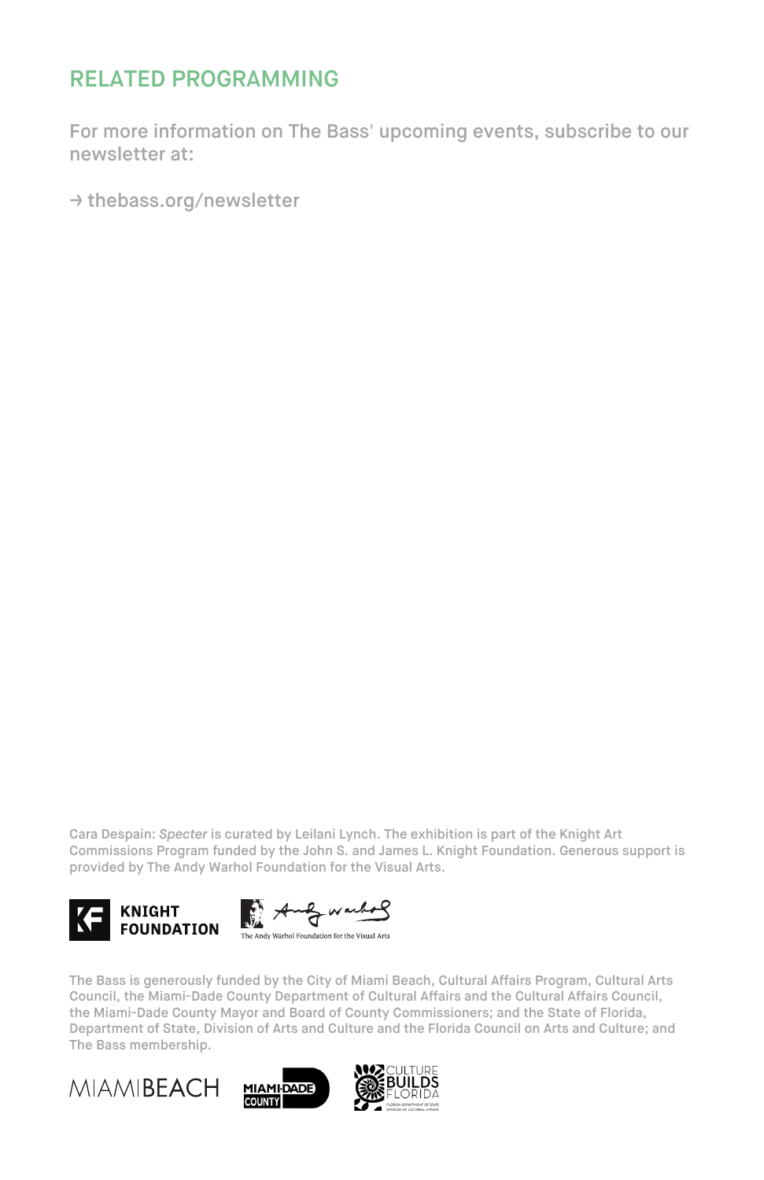## RELATED PROGRAMMING

For more information on The Bass' upcoming events, subscribe to our newsletter at:

→ thebass.org/newsletter

Cara Despain: *Specter* is curated by Leilani Lynch. The exhibition is part of the Knight Art Commissions Program funded by the John S. and James L. Knight Foundation. Generous support is provided by The Andy Warhol Foundation for the Visual Arts.

KNIGHT FOUNDATION

The Andy Warhol Foundation for the Visual Arts

The Bass is generously funded by the City of Miami Beach, Cultural Affairs Program, Cultural Arts Council, the Miami-Dade County Department of Cultural Affairs and the Cultural Affairs Council, the Miami-Dade County Mayor and Board of County Commissioners; and the State of Florida, Department of State, Division of Arts and Culture and the Florida Council on Arts and Culture; and The Bass membership.

MIAMIBEACH

MIAMI-DADE COUNTY

CULTURE BUILDS FLORIDA

FLORIDA DEPARTMENT OF STATE DIVISION OF CULTURAL AFFAIRS